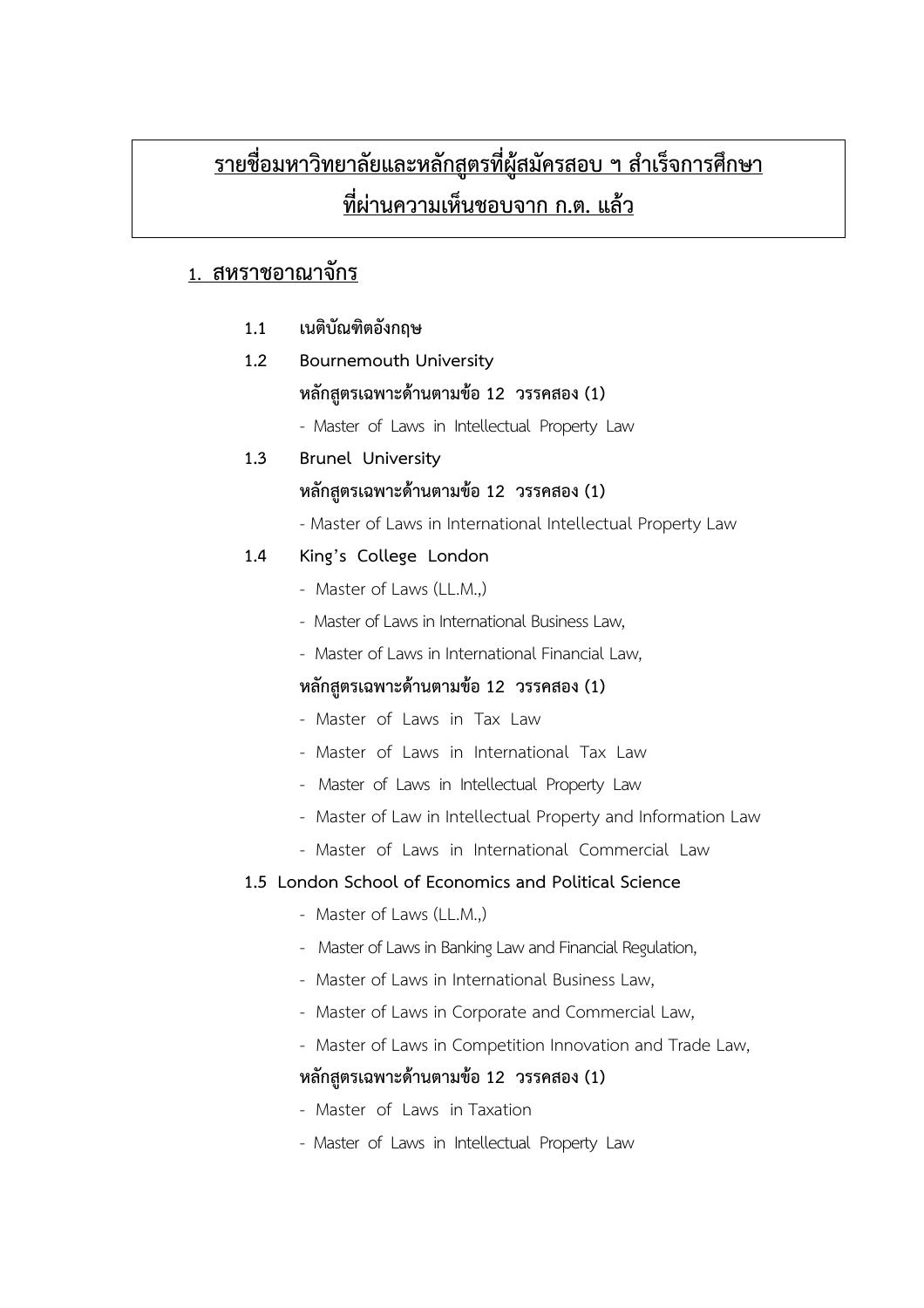# **รายชื่อมหาวิทยาลัยและหลักสูตรที่ผู้สมัครสอบ ฯ สำเร็จการศึกษา ที่ผ่านความเห็นชอบจาก ก.ต. แล้ว**

## 1. สหราชอาณาจักร

**1.1 เนติบัณฑิตอังกฤษ**

**1.2 Bournemouth University**

**หลักสูตรเฉพาะด้านตามข้อ 12 วรรคสอง (1)**

- Master of Laws in Intellectual Property Law

**1.3 Brunel University**

**หลักสูตรเฉพาะด้านตามข้อ 12 วรรคสอง (1)**

- Master of Laws in International Intellectual Property Law

**1.4 King's College London**

- Master of Laws (LL.M.,)
- Master of Laws in International Business Law,
- Master of Laws in International Financial Law,

**หลักสูตรเฉพาะด้านตามข้อ 12 วรรคสอง (1)**

- Master of Laws in Tax Law
- Master of Laws in International Tax Law
- Master of Laws in Intellectual Property Law
- Master of Law in Intellectual Property and Information Law
- Master of Laws in International Commercial Law

**1.5 London School of Economics and Political Science**

- Master of Laws (LL.M.,)
- Master of Laws in Banking Law and Financial Regulation,
- Master of Laws in International Business Law,
- Master of Laws in Corporate and Commercial Law,
- Master of Laws in Competition Innovation and Trade Law,

**หลักสูตรเฉพาะด้านตามข้อ 12 วรรคสอง (1)**

- Master of Laws in Taxation
- Master of Laws in Intellectual Property Law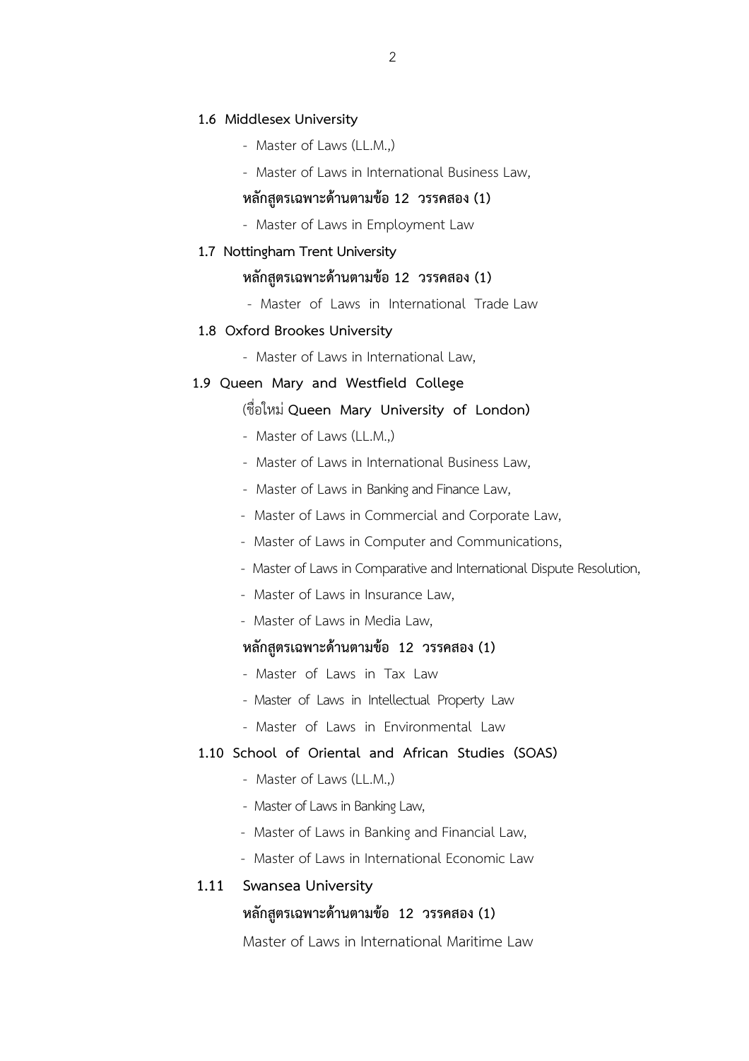**1.6 Middlesex University**

- Master of Laws (LL.M.,)
- Master of Laws in International Business Law,

**หลักสูตรเฉพาะด้านตามข้อ 12 วรรคสอง (1)**

- Master of Laws in Employment Law

**1.7 Nottingham Trent University**

**หลักสูตรเฉพาะด้านตามข้อ 12 วรรคสอง (1)**

- Master of Laws in International Trade Law

**1.8 Oxford Brookes University**

- Master of Laws in International Law,

**1.9 Queen Mary and Westfield College**

(ชื่อใหม่ **Queen Mary University of London)**

- Master of Laws (LL.M.,)
- Master of Laws in International Business Law,
- Master of Laws in Banking and Finance Law,
- Master of Laws in Commercial and Corporate Law,
- Master of Laws in Computer and Communications,
- Master of Laws in Comparative and International Dispute Resolution,
- Master of Laws in Insurance Law,
- Master of Laws in Media Law,

**หลักสูตรเฉพาะด้านตามข้อ 12 วรรคสอง (1)**

- Master of Laws in Tax Law
- Master of Laws in Intellectual Property Law
- Master of Laws in Environmental Law

**1.10 School of Oriental and African Studies (SOAS)**

- Master of Laws (LL.M.,)
- Master of Laws in Banking Law,
- Master of Laws in Banking and Financial Law,
- Master of Laws in International Economic Law

**1.11 Swansea University**

**หลักสูตรเฉพาะด้านตามข้อ 12 วรรคสอง (1)**

Master of Laws in International Maritime Law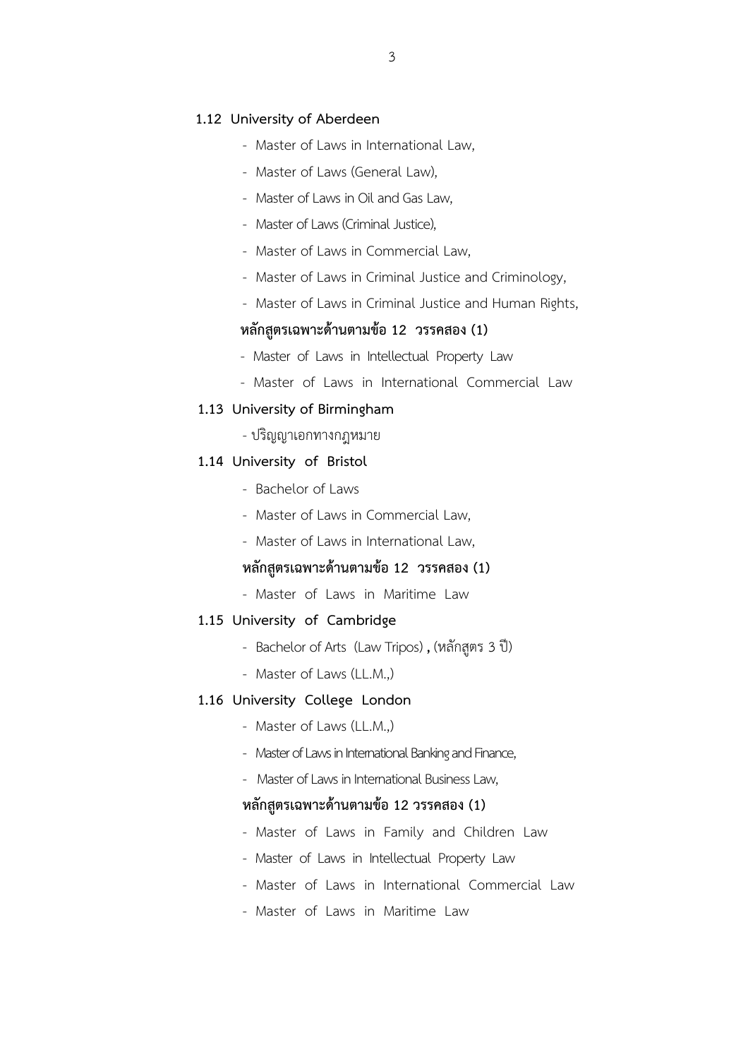**1.12 University of Aberdeen**

- Master of Laws in International Law,
- Master of Laws (General Law),
- Master of Laws in Oil and Gas Law,
- Master of Laws (Criminal Justice),
- Master of Laws in Commercial Law,
- Master of Laws in Criminal Justice and Criminology,
- Master of Laws in Criminal Justice and Human Rights,

**หลักสูตรเฉพาะด้านตามข้อ 12 วรรคสอง (1)**

- Master of Laws in Intellectual Property Law
- Master of Laws in International Commercial Law

**1.13 University of Birmingham**

- ปริญญาเอกทางกฎหมาย

**1.14 University of Bristol**

- Bachelor of Laws
- Master of Laws in Commercial Law,
- Master of Laws in International Law,

**หลักสูตรเฉพาะด้านตามข้อ 12 วรรคสอง (1)**

- Master of Laws in Maritime Law

**1.15 University of Cambridge**

- Bachelor of Arts (Law Tripos) , (หลักสูตร 3 ปี)
- Master of Laws (LL.M.,)

**1.16 University College London**

- Master of Laws (LL.M.,)
- Master of Laws in International Banking and Finance,
- Master of Laws in International Business Law,

**หลักสูตรเฉพาะด้านตามข้อ 12 วรรคสอง (1)**

- Master of Laws in Family and Children Law
- Master of Laws in Intellectual Property Law
- Master of Laws in International Commercial Law
- Master of Laws in Maritime Law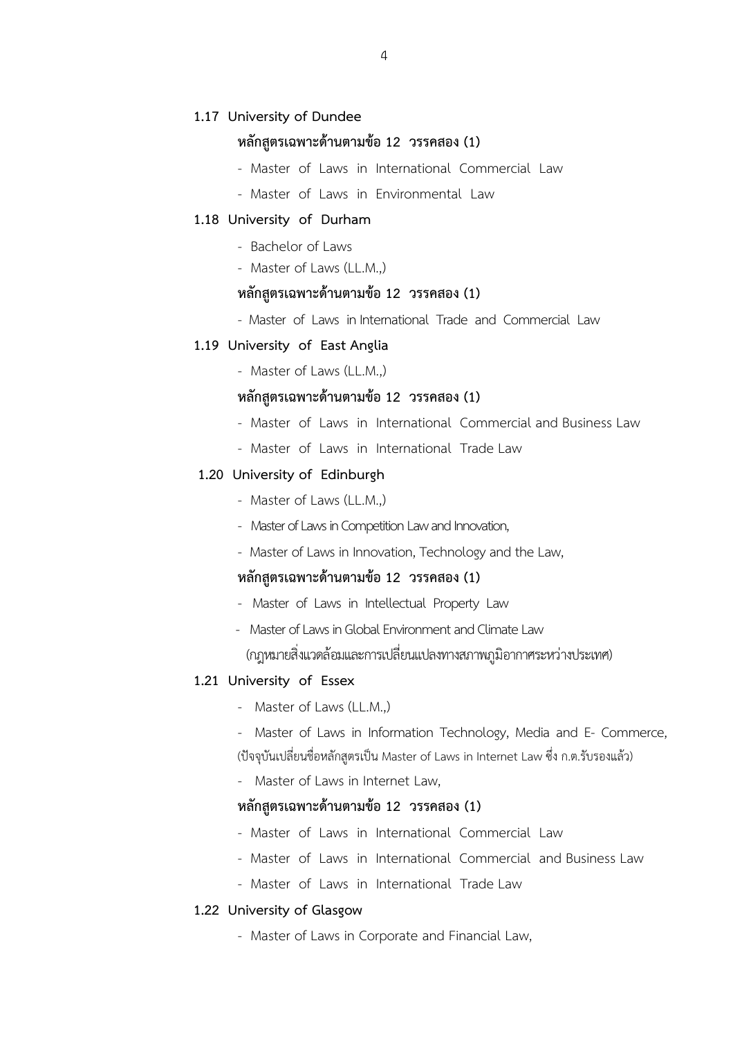**1.17 University of Dundee**

**หลักสูตรเฉพาะด้านตามข้อ 12 วรรคสอง (1)**

- Master of Laws in International Commercial Law
- Master of Laws in Environmental Law

**1.18 University of Durham**

- Bachelor of Laws
- Master of Laws (LL.M.,)

**หลักสูตรเฉพาะด้านตามข้อ 12 วรรคสอง (1)**

- Master of Laws in International Trade and Commercial Law

**1.19 University of East Anglia**

- Master of Laws (LL.M.,)

**หลักสูตรเฉพาะด้านตามข้อ 12 วรรคสอง (1)**

- Master of Laws in International Commercial and Business Law
- Master of Laws in International Trade Law

**1.20 University of Edinburgh**

- Master of Laws (LL.M.,)
- Master of Laws in Competition Law and Innovation,
- Master of Laws in Innovation, Technology and the Law,

**หลักสูตรเฉพาะด้านตามข้อ 12 วรรคสอง (1)**

- Master of Laws in Intellectual Property Law
- Master of Laws in Global Environment and Climate Law
  (กฎหมายสิ่งแวดล้อมและการเปลี่ยนแปลงทางสภาพภูมิอากาศระหว่างประเทศ)

**1.21 University of Essex**

- Master of Laws (LL.M.,)
- Master of Laws in Information Technology, Media and E- Commerce,
  (ปัจจุบันเปลี่ยนชื่อหลักสูตรเป็น Master of Laws in Internet Law ซึ่ง ก.ต.รับรองแล้ว)
- Master of Laws in Internet Law,

**หลักสูตรเฉพาะด้านตามข้อ 12 วรรคสอง (1)**

- Master of Laws in International Commercial Law
- Master of Laws in International Commercial and Business Law
- Master of Laws in International Trade Law

**1.22 University of Glasgow**

- Master of Laws in Corporate and Financial Law,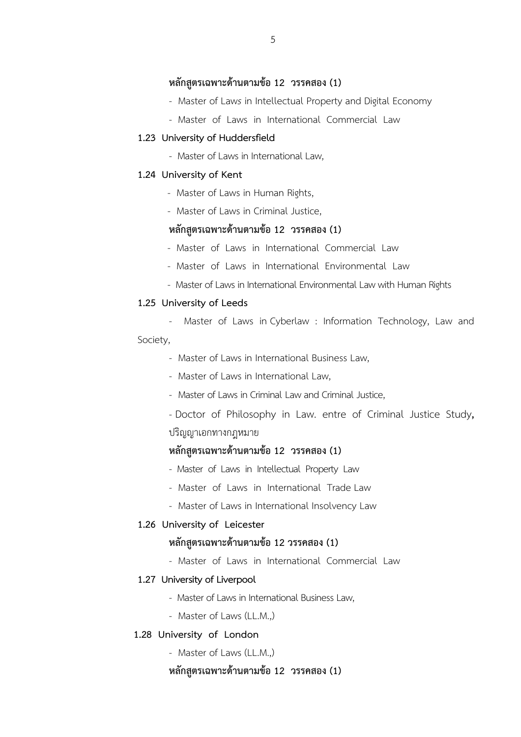**หลักสูตรเฉพาะด้านตามข้อ 12 วรรคสอง (1)**

- Master of Laws in Intellectual Property and Digital Economy
- Master of Laws in International Commercial Law

**1.23 University of Huddersfield**

- Master of Laws in International Law,

**1.24 University of Kent**

- Master of Laws in Human Rights,
- Master of Laws in Criminal Justice,

**หลักสูตรเฉพาะด้านตามข้อ 12 วรรคสอง (1)**

- Master of Laws in International Commercial Law
- Master of Laws in International Environmental Law
- Master of Laws in International Environmental Law with Human Rights

**1.25 University of Leeds**

- Master of Laws in Cyberlaw : Information Technology, Law and Society,
- Master of Laws in International Business Law,
- Master of Laws in International Law,
- Master of Laws in Criminal Law and Criminal Justice,
- Doctor of Philosophy in Law. entre of Criminal Justice Study**,** ปริญญาเอกทางกฎหมาย

**หลักสูตรเฉพาะด้านตามข้อ 12 วรรคสอง (1)**

- Master of Laws in Intellectual Property Law
- Master of Laws in International Trade Law
- Master of Laws in International Insolvency Law

**1.26 University of Leicester**

**หลักสูตรเฉพาะด้านตามข้อ 12 วรรคสอง (1)**

- Master of Laws in International Commercial Law

**1.27 University of Liverpool**

- Master of Laws in International Business Law,
- Master of Laws (LL.M.,)

**1.28 University of London**

- Master of Laws (LL.M.,)

**หลักสูตรเฉพาะด้านตามข้อ 12 วรรคสอง (1)**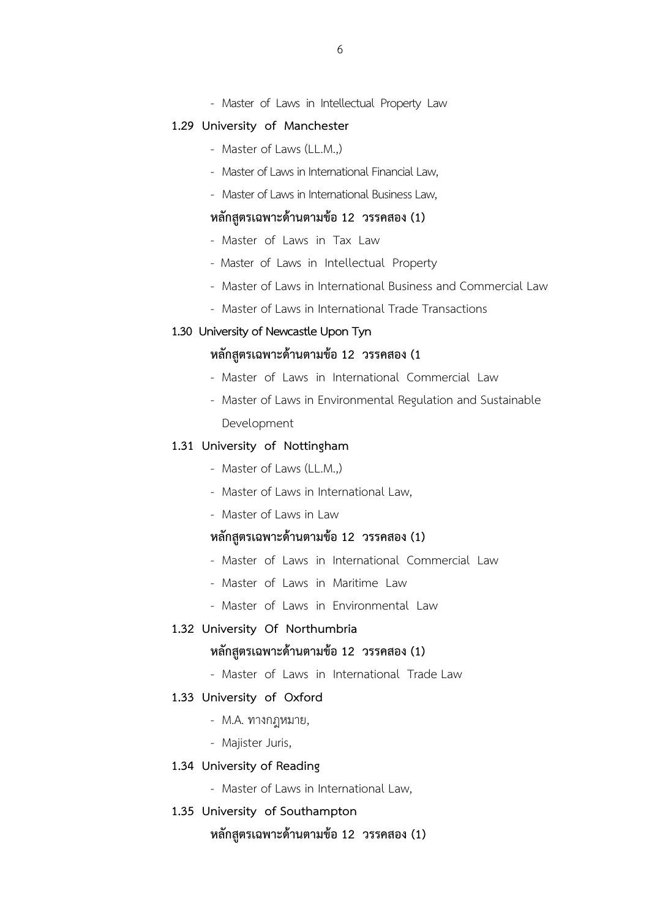- Master of Laws in Intellectual Property Law

**1.29 University of Manchester**

- Master of Laws (LL.M.,)
- Master of Laws in International Financial Law,
- Master of Laws in International Business Law,

**หลักสูตรเฉพาะด้านตามข้อ 12 วรรคสอง (1)**

- Master of Laws in Tax Law
- Master of Laws in Intellectual Property
- Master of Laws in International Business and Commercial Law
- Master of Laws in International Trade Transactions

**1.30 University of Newcastle Upon Tyn**

**หลักสูตรเฉพาะด้านตามข้อ 12 วรรคสอง (1**

- Master of Laws in International Commercial Law
- Master of Laws in Environmental Regulation and Sustainable Development

**1.31 University of Nottingham**

- Master of Laws (LL.M.,)
- Master of Laws in International Law,
- Master of Laws in Law

**หลักสูตรเฉพาะด้านตามข้อ 12 วรรคสอง (1)**

- Master of Laws in International Commercial Law
- Master of Laws in Maritime Law
- Master of Laws in Environmental Law

**1.32 University Of Northumbria**

**หลักสูตรเฉพาะด้านตามข้อ 12 วรรคสอง (1)**

- Master of Laws in International Trade Law

**1.33 University of Oxford**

- M.A. ทางกฎหมาย,
- Majister Juris,

**1.34 University of Reading**

- Master of Laws in International Law,

**1.35 University of Southampton**

**หลักสูตรเฉพาะด้านตามข้อ 12 วรรคสอง (1)**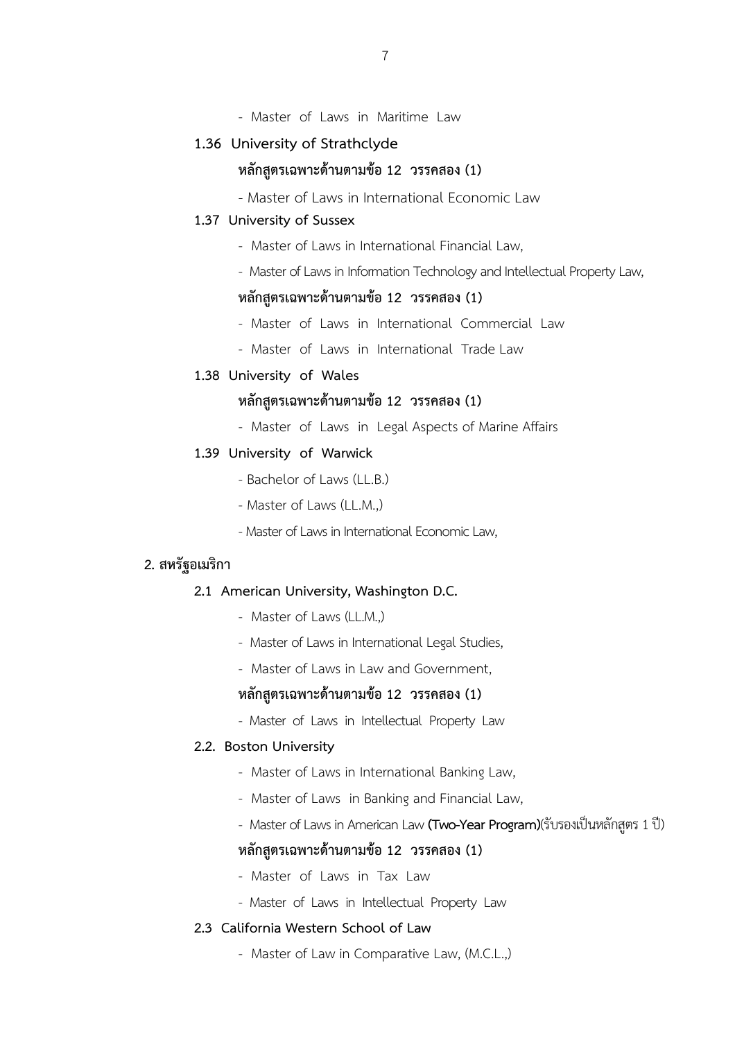- Master of Laws in Maritime Law

**1.36 University of Strathclyde**

**หลักสูตรเฉพาะด้านตามข้อ 12 วรรคสอง (1)**

- Master of Laws in International Economic Law

**1.37 University of Sussex**

- Master of Laws in International Financial Law,
- Master of Laws in Information Technology and Intellectual Property Law,

**หลักสูตรเฉพาะด้านตามข้อ 12 วรรคสอง (1)**

- Master of Laws in International Commercial Law
- Master of Laws in International Trade Law

**1.38 University of Wales**

**หลักสูตรเฉพาะด้านตามข้อ 12 วรรคสอง (1)**

- Master of Laws in Legal Aspects of Marine Affairs

**1.39 University of Warwick**

- Bachelor of Laws (LL.B.)
- Master of Laws (LL.M.,)
- Master of Laws in International Economic Law,

**2. สหรัฐอเมริกา**

**2.1 American University, Washington D.C.**

- Master of Laws (LL.M.,)
- Master of Laws in International Legal Studies,
- Master of Laws in Law and Government,

**หลักสูตรเฉพาะด้านตามข้อ 12 วรรคสอง (1)**

- Master of Laws in Intellectual Property Law

**2.2. Boston University**

- Master of Laws in International Banking Law,
- Master of Laws in Banking and Financial Law,
- Master of Laws in American Law **(Two-Year Program)**(รับรองเป็นหลักสูตร 1 ปี)

**หลักสูตรเฉพาะด้านตามข้อ 12 วรรคสอง (1)**

- Master of Laws in Tax Law
- Master of Laws in Intellectual Property Law

**2.3 California Western School of Law**

- Master of Law in Comparative Law, (M.C.L.,)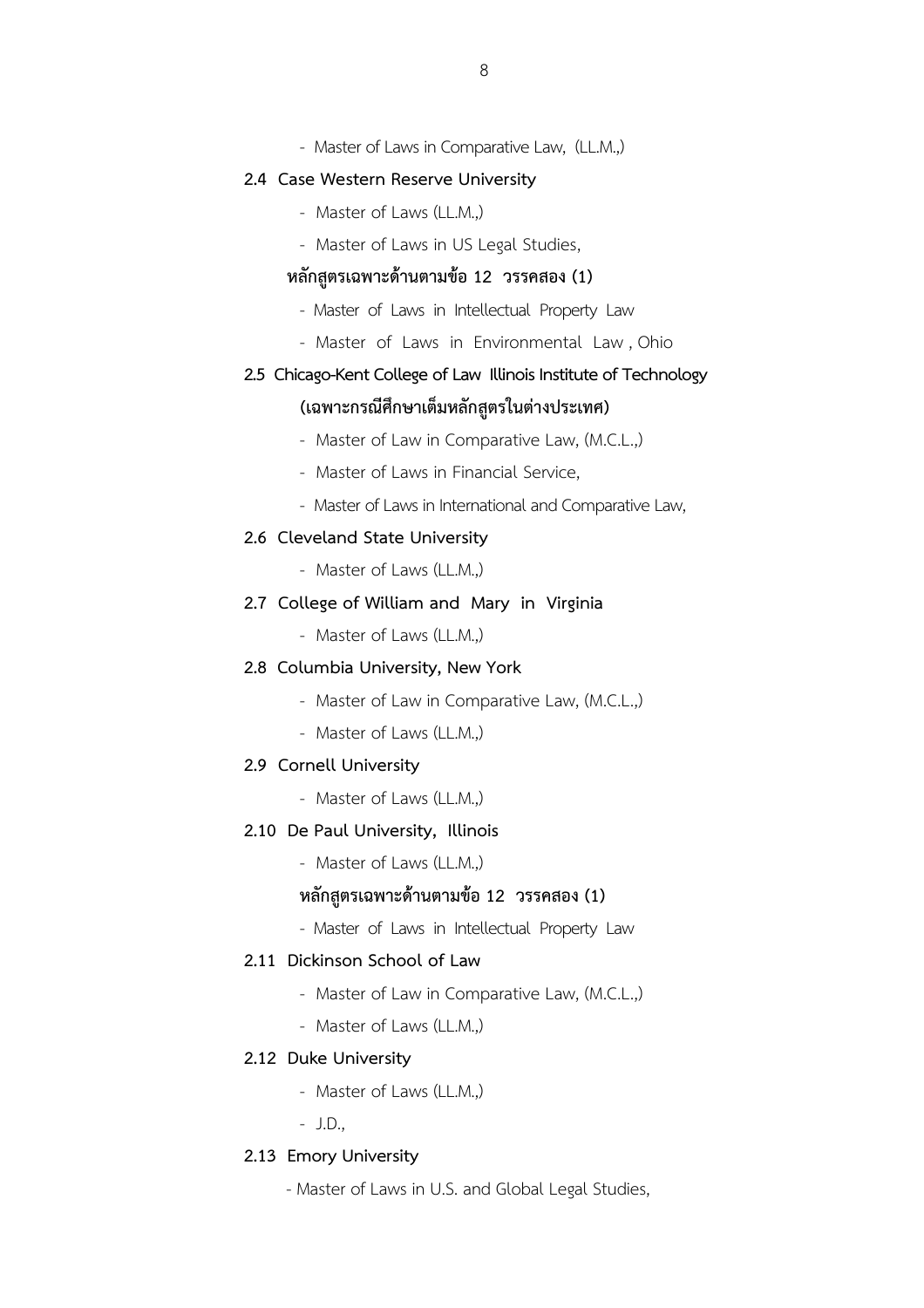- Master of Laws in Comparative Law, (LL.M.,)

**2.4 Case Western Reserve University**

- Master of Laws (LL.M.,)
- Master of Laws in US Legal Studies,

**หลักสูตรเฉพาะด้านตามข้อ 12 วรรคสอง (1)**

- Master of Laws in Intellectual Property Law
- Master of Laws in Environmental Law , Ohio

**2.5 Chicago-Kent College of Law Illinois Institute of Technology**

**(เฉพาะกรณีศึกษาเต็มหลักสูตรในต่างประเทศ)**

- Master of Law in Comparative Law, (M.C.L.,)
- Master of Laws in Financial Service,
- Master of Laws in International and Comparative Law,

**2.6 Cleveland State University**

- Master of Laws (LL.M.,)

**2.7 College of William and Mary in Virginia**

- Master of Laws (LL.M.,)

**2.8 Columbia University, New York**

- Master of Law in Comparative Law, (M.C.L.,)
- Master of Laws (LL.M.,)

**2.9 Cornell University**

- Master of Laws (LL.M.,)

**2.10 De Paul University, Illinois**

- Master of Laws (LL.M.,)

**หลักสูตรเฉพาะด้านตามข้อ 12 วรรคสอง (1)**

- Master of Laws in Intellectual Property Law

**2.11 Dickinson School of Law**

- Master of Law in Comparative Law, (M.C.L.,)
- Master of Laws (LL.M.,)

**2.12 Duke University**

- Master of Laws (LL.M.,)
- J.D.,

**2.13 Emory University**

- Master of Laws in U.S. and Global Legal Studies,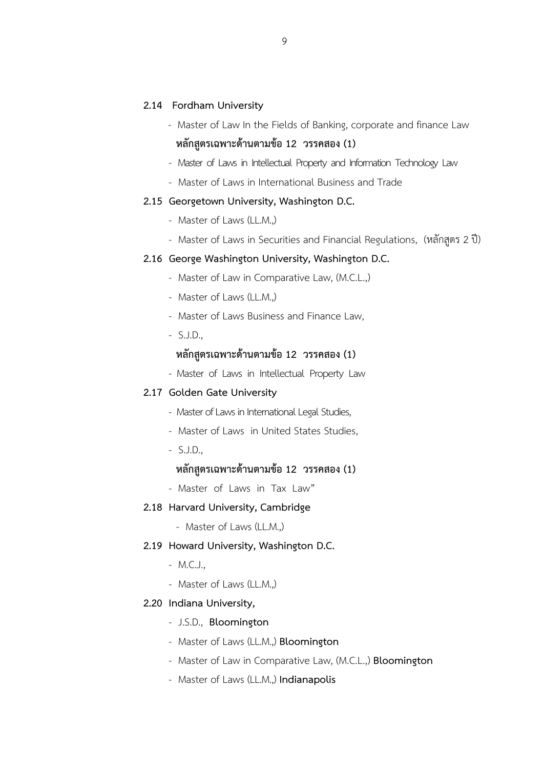**2.14 Fordham University**

- Master of Law In the Fields of Banking, corporate and finance Law

**หลักสูตรเฉพาะด้านตามข้อ 12 วรรคสอง (1)**

- Master of Laws in Intellectual Property and Information Technology Law
- Master of Laws in International Business and Trade

**2.15 Georgetown University, Washington D.C.**

- Master of Laws (LL.M.,)
- Master of Laws in Securities and Financial Regulations, (หลักสูตร 2 ปี)

**2.16 George Washington University, Washington D.C.**

- Master of Law in Comparative Law, (M.C.L.,)
- Master of Laws (LL.M.,)
- Master of Laws Business and Finance Law,
- S.J.D.,

**หลักสูตรเฉพาะด้านตามข้อ 12 วรรคสอง (1)**

- Master of Laws in Intellectual Property Law

**2.17 Golden Gate University**

- Master of Laws in International Legal Studies,
- Master of Laws in United States Studies,
- S.J.D.,

**หลักสูตรเฉพาะด้านตามข้อ 12 วรรคสอง (1)**

- Master of Laws in Tax Law"

**2.18 Harvard University, Cambridge**

- Master of Laws (LL.M.,)

**2.19 Howard University, Washington D.C.**

- M.C.J.,
- Master of Laws (LL.M.,)

**2.20 Indiana University,**

- J.S.D., **Bloomington**
- Master of Laws (LL.M.,) **Bloomington**
- Master of Law in Comparative Law, (M.C.L.,) **Bloomington**
- Master of Laws (LL.M.,) **Indianapolis**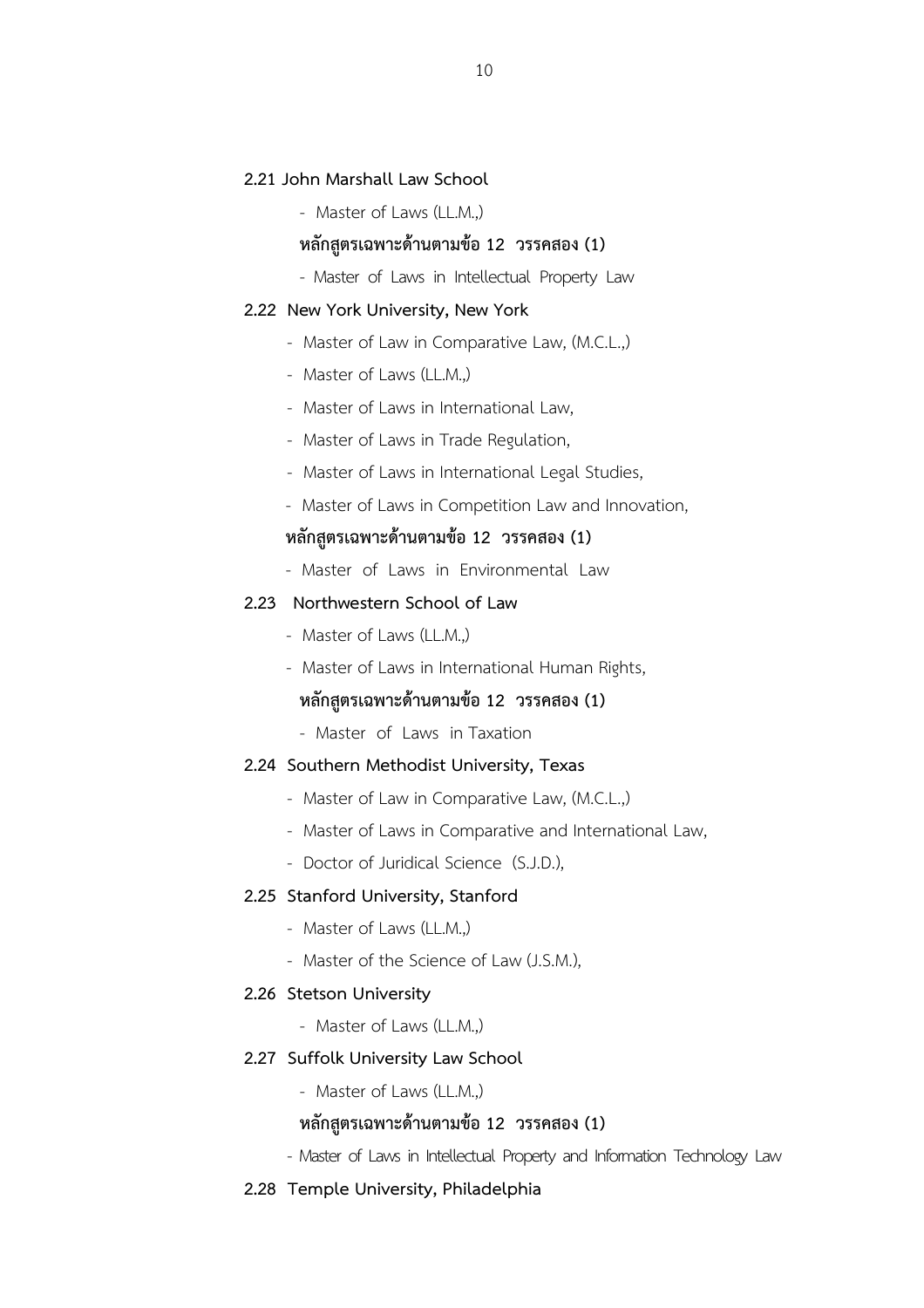**2.21 John Marshall Law School**

- Master of Laws (LL.M.,)

**หลักสูตรเฉพาะด้านตามข้อ 12 วรรคสอง (1)**

- Master of Laws in Intellectual Property Law

**2.22 New York University, New York**

- Master of Law in Comparative Law, (M.C.L.,)
- Master of Laws (LL.M.,)
- Master of Laws in International Law,
- Master of Laws in Trade Regulation,
- Master of Laws in International Legal Studies,
- Master of Laws in Competition Law and Innovation,

**หลักสูตรเฉพาะด้านตามข้อ 12 วรรคสอง (1)**

- Master of Laws in Environmental Law

**2.23 Northwestern School of Law**

- Master of Laws (LL.M.,)
- Master of Laws in International Human Rights,

**หลักสูตรเฉพาะด้านตามข้อ 12 วรรคสอง (1)**

- Master of Laws in Taxation

**2.24 Southern Methodist University, Texas**

- Master of Law in Comparative Law, (M.C.L.,)
- Master of Laws in Comparative and International Law,
- Doctor of Juridical Science (S.J.D.),

**2.25 Stanford University, Stanford**

- Master of Laws (LL.M.,)
- Master of the Science of Law (J.S.M.),

**2.26 Stetson University**

- Master of Laws (LL.M.,)

**2.27 Suffolk University Law School**

- Master of Laws (LL.M.,)

**หลักสูตรเฉพาะด้านตามข้อ 12 วรรคสอง (1)**

- Master of Laws in Intellectual Property and Information Technology Law

**2.28 Temple University, Philadelphia**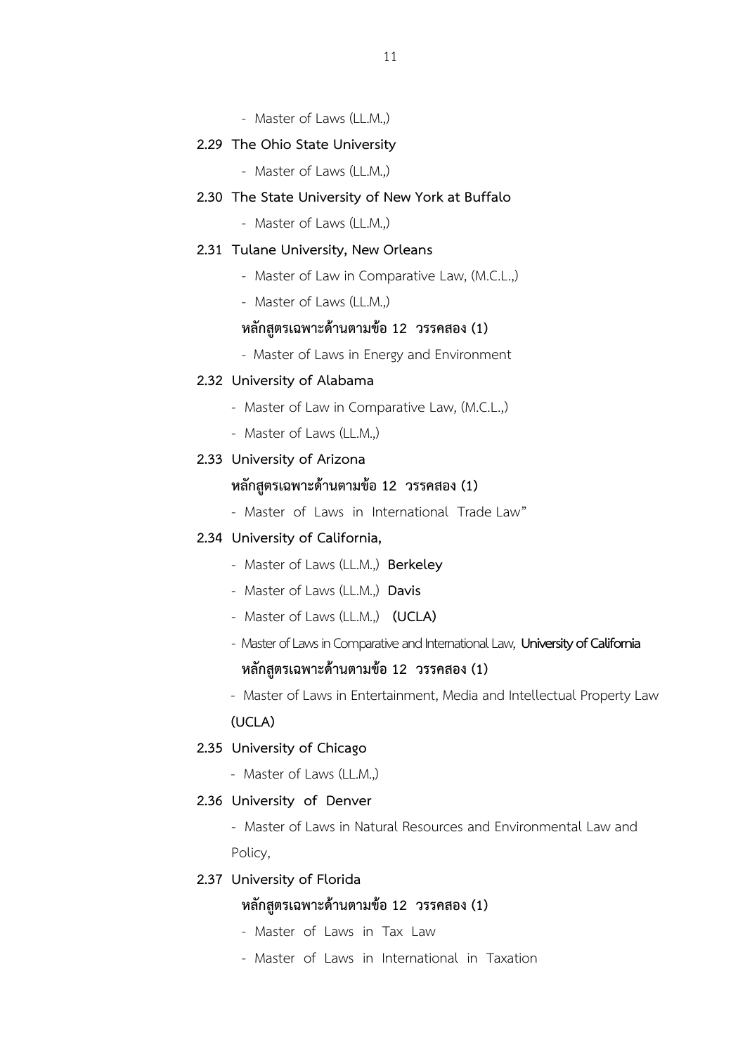- Master of Laws (LL.M.,)

**2.29 The Ohio State University**

- Master of Laws (LL.M.,)

**2.30 The State University of New York at Buffalo**

- Master of Laws (LL.M.,)

**2.31 Tulane University, New Orleans**

- Master of Law in Comparative Law, (M.C.L.,)
- Master of Laws (LL.M.,)

**หลักสูตรเฉพาะด้านตามข้อ 12 วรรคสอง (1)**

- Master of Laws in Energy and Environment

**2.32 University of Alabama**

- Master of Law in Comparative Law, (M.C.L.,)
- Master of Laws (LL.M.,)

**2.33 University of Arizona**

**หลักสูตรเฉพาะด้านตามข้อ 12 วรรคสอง (1)**

- Master of Laws in International Trade Law"

**2.34 University of California,**

- Master of Laws (LL.M.,) **Berkeley**
- Master of Laws (LL.M.,) **Davis**
- Master of Laws (LL.M.,) **(UCLA)**
- Master of Laws in Comparative and International Law, **University of California**

**หลักสูตรเฉพาะด้านตามข้อ 12 วรรคสอง (1)**

- Master of Laws in Entertainment, Media and Intellectual Property Law **(UCLA)**

**2.35 University of Chicago**

- Master of Laws (LL.M.,)

**2.36 University of Denver**

- Master of Laws in Natural Resources and Environmental Law and Policy,

**2.37 University of Florida**

**หลักสูตรเฉพาะด้านตามข้อ 12 วรรคสอง (1)**

- Master of Laws in Tax Law
- Master of Laws in International in Taxation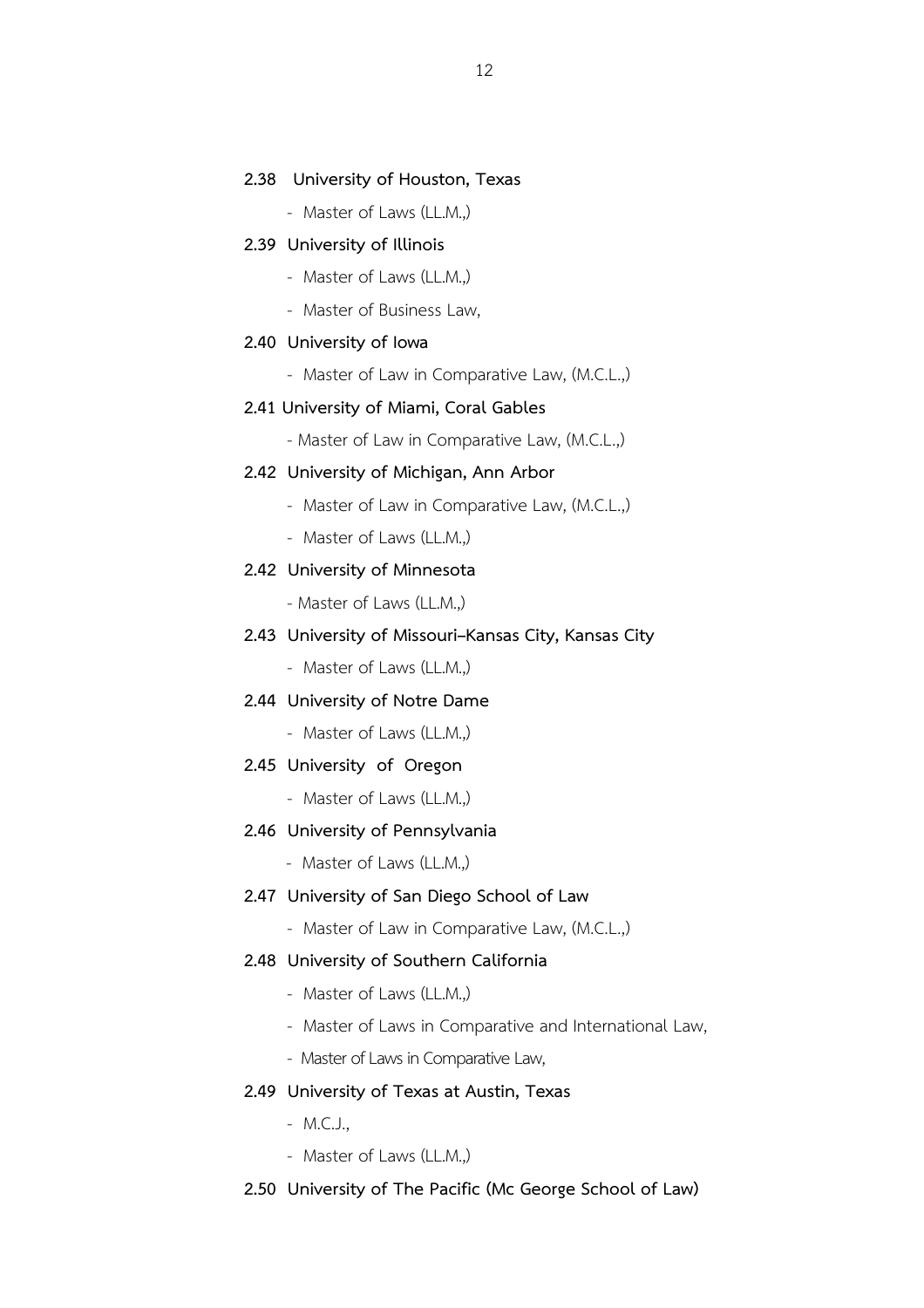**2.38 University of Houston, Texas**

- Master of Laws (LL.M.,)

**2.39 University of Illinois**

- Master of Laws (LL.M.,)
- Master of Business Law,

**2.40 University of Iowa**

- Master of Law in Comparative Law, (M.C.L.,)

**2.41 University of Miami, Coral Gables**

- Master of Law in Comparative Law, (M.C.L.,)

**2.42 University of Michigan, Ann Arbor**

- Master of Law in Comparative Law, (M.C.L.,)
- Master of Laws (LL.M.,)

**2.42 University of Minnesota**

- Master of Laws (LL.M.,)

**2.43 University of Missouri–Kansas City, Kansas City**

- Master of Laws (LL.M.,)

**2.44 University of Notre Dame**

- Master of Laws (LL.M.,)

**2.45 University of Oregon**

- Master of Laws (LL.M.,)

**2.46 University of Pennsylvania**

- Master of Laws (LL.M.,)

**2.47 University of San Diego School of Law**

- Master of Law in Comparative Law, (M.C.L.,)

**2.48 University of Southern California**

- Master of Laws (LL.M.,)
- Master of Laws in Comparative and International Law,
- Master of Laws in Comparative Law,

**2.49 University of Texas at Austin, Texas**

- M.C.J.,
- Master of Laws (LL.M.,)

**2.50 University of The Pacific (Mc George School of Law)**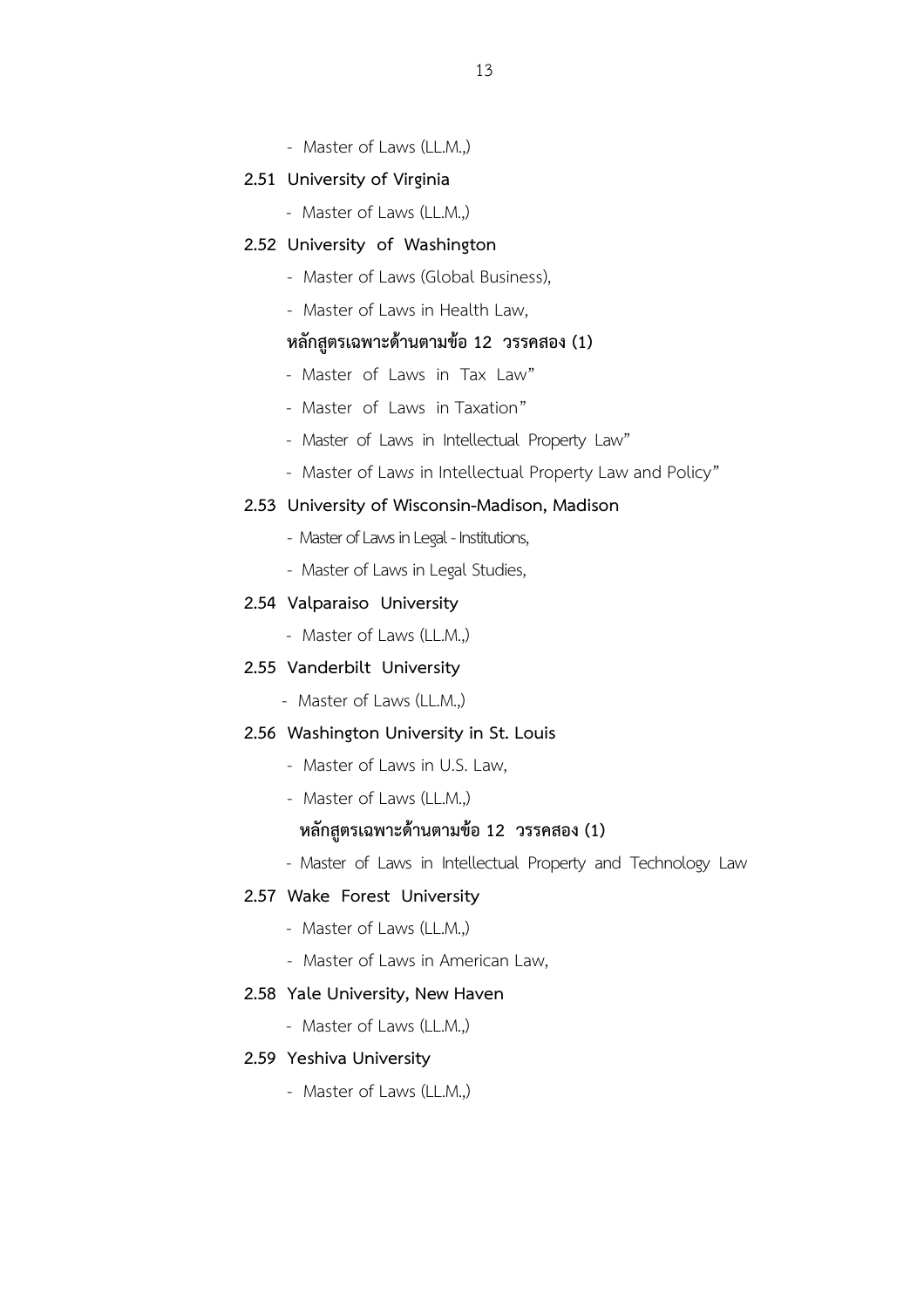- Master of Laws (LL.M.,)

**2.51 University of Virginia**

- Master of Laws (LL.M.,)

**2.52 University of Washington**

- Master of Laws (Global Business),
- Master of Laws in Health Law,

**หลักสูตรเฉพาะด้านตามข้อ 12 วรรคสอง (1)**

- Master of Laws in Tax Law"
- Master of Laws in Taxation"
- Master of Laws in Intellectual Property Law"
- Master of Laws in Intellectual Property Law and Policy"

**2.53 University of Wisconsin-Madison, Madison**

- Master of Laws in Legal - Institutions,
- Master of Laws in Legal Studies,

**2.54 Valparaiso University**

- Master of Laws (LL.M.,)

**2.55 Vanderbilt University**

- Master of Laws (LL.M.,)

**2.56 Washington University in St. Louis**

- Master of Laws in U.S. Law,
- Master of Laws (LL.M.,)

**หลักสูตรเฉพาะด้านตามข้อ 12 วรรคสอง (1)**

- Master of Laws in Intellectual Property and Technology Law

**2.57 Wake Forest University**

- Master of Laws (LL.M.,)
- Master of Laws in American Law,

**2.58 Yale University, New Haven**

- Master of Laws (LL.M.,)

**2.59 Yeshiva University**

- Master of Laws (LL.M.,)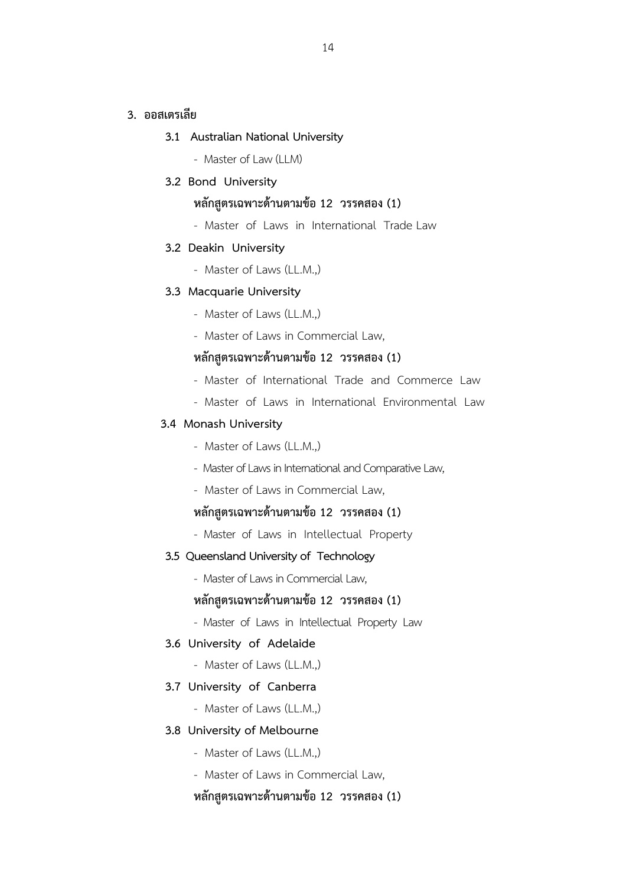## 3. ออสเตรเลีย

### 3.1 Australian National University

- Master of Law (LLM)

### 3.2 Bond University

**หลักสูตรเฉพาะด้านตามข้อ 12 วรรคสอง (1)**

- Master of Laws in International Trade Law

### 3.2 Deakin University

- Master of Laws (LL.M.,)

### 3.3 Macquarie University

- Master of Laws (LL.M.,)
- Master of Laws in Commercial Law,

**หลักสูตรเฉพาะด้านตามข้อ 12 วรรคสอง (1)**

- Master of International Trade and Commerce Law
- Master of Laws in International Environmental Law

### 3.4 Monash University

- Master of Laws (LL.M.,)
- Master of Laws in International and Comparative Law,
- Master of Laws in Commercial Law,

**หลักสูตรเฉพาะด้านตามข้อ 12 วรรคสอง (1)**

- Master of Laws in Intellectual Property

### 3.5 Queensland University of Technology

- Master of Laws in Commercial Law,

**หลักสูตรเฉพาะด้านตามข้อ 12 วรรคสอง (1)**

- Master of Laws in Intellectual Property Law

### 3.6 University of Adelaide

- Master of Laws (LL.M.,)

### 3.7 University of Canberra

- Master of Laws (LL.M.,)

### 3.8 University of Melbourne

- Master of Laws (LL.M.,)
- Master of Laws in Commercial Law,

**หลักสูตรเฉพาะด้านตามข้อ 12 วรรคสอง (1)**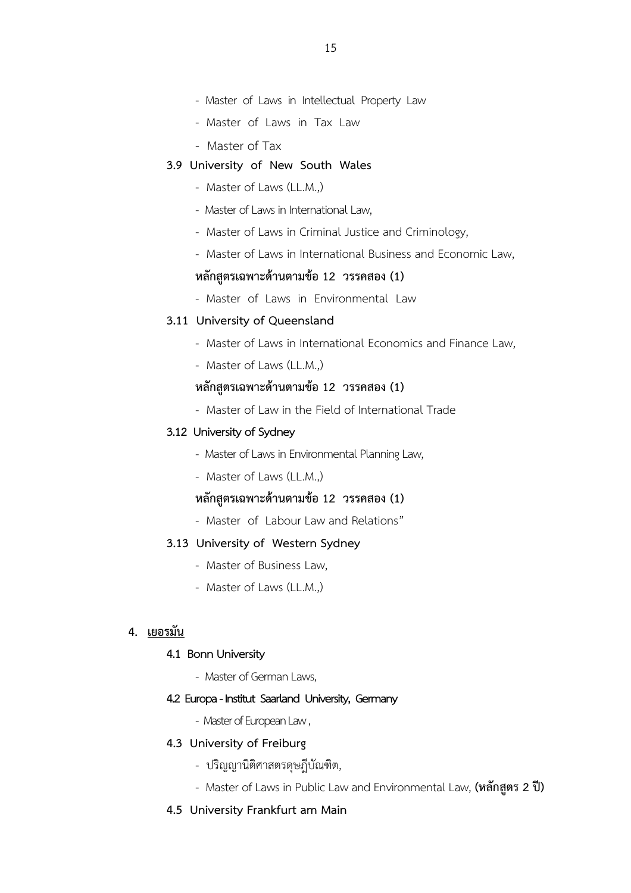- Master of Laws in Intellectual Property Law
- Master of Laws in Tax Law
- Master of Tax

**3.9 University of New South Wales**

- Master of Laws (LL.M.,)
- Master of Laws in International Law,
- Master of Laws in Criminal Justice and Criminology,
- Master of Laws in International Business and Economic Law,

**หลักสูตรเฉพาะด้านตามข้อ 12 วรรคสอง (1)**

- Master of Laws in Environmental Law

**3.11 University of Queensland**

- Master of Laws in International Economics and Finance Law,
- Master of Laws (LL.M.,)

**หลักสูตรเฉพาะด้านตามข้อ 12 วรรคสอง (1)**

- Master of Law in the Field of International Trade

**3.12 University of Sydney**

- Master of Laws in Environmental Planning Law,
- Master of Laws (LL.M.,)

**หลักสูตรเฉพาะด้านตามข้อ 12 วรรคสอง (1)**

- Master of Labour Law and Relations"

**3.13 University of Western Sydney**

- Master of Business Law,
- Master of Laws (LL.M.,)

## 4. <u>เยอรมัน</u>

**4.1 Bonn University**

- Master of German Laws,

**4.2 Europa - Institut Saarland University, Germany**

- Master of European Law ,

**4.3 University of Freiburg**

- ปริญญานิติศาสตรดุษฎีบัณฑิต,
- Master of Laws in Public Law and Environmental Law, **(หลักสูตร 2 ปี)**

**4.5 University Frankfurt am Main**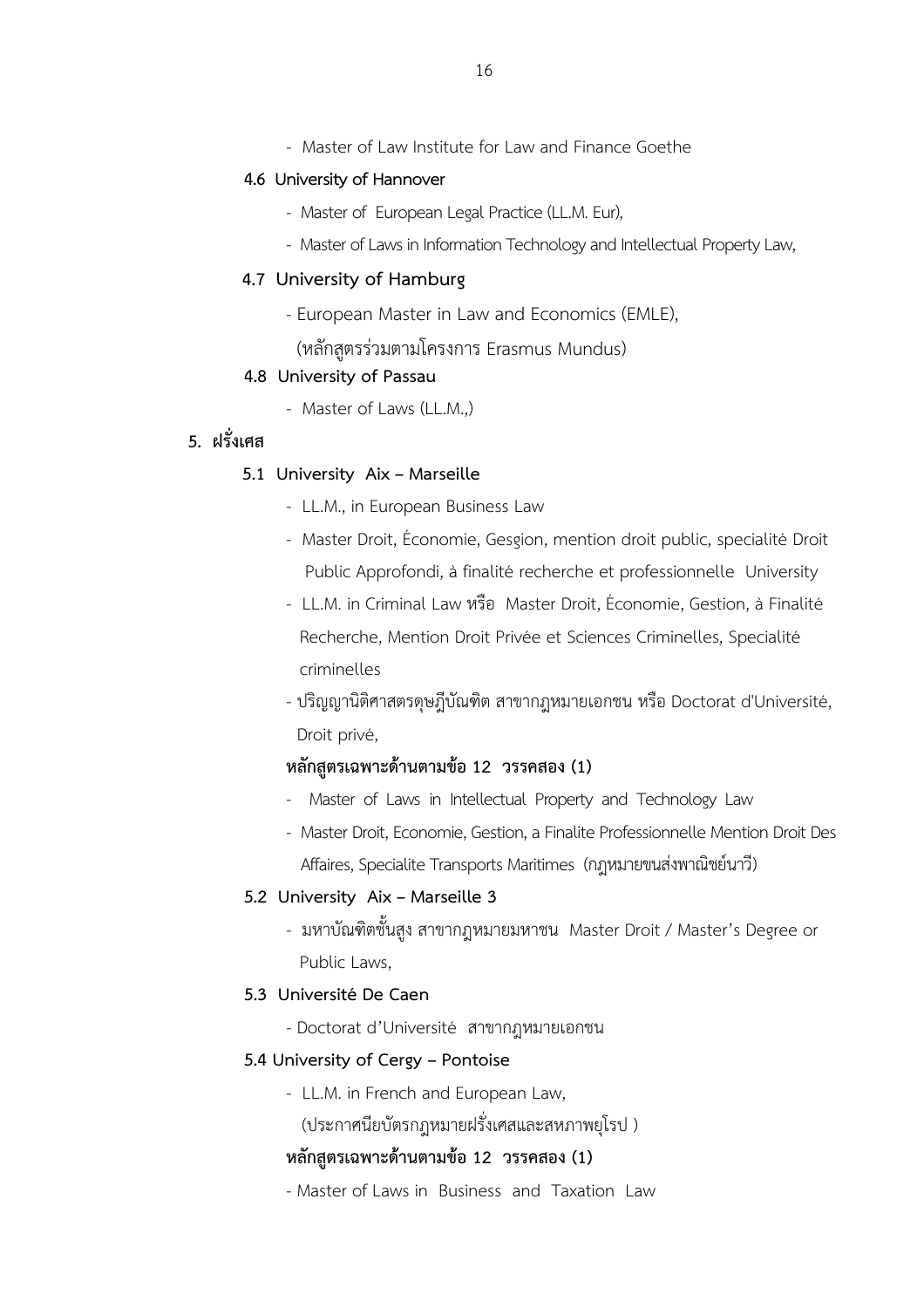- Master of Law Institute for Law and Finance Goethe

**4.6 University of Hannover**

- Master of European Legal Practice (LL.M. Eur),
- Master of Laws in Information Technology and Intellectual Property Law,

**4.7 University of Hamburg**

- European Master in Law and Economics (EMLE),

  (หลักสูตรร่วมตามโครงการ Erasmus Mundus)

**4.8 University of Passau**

- Master of Laws (LL.M.,)

**5. ฝรั่งเศส**

**5.1 University Aix – Marseille**

- LL.M., in European Business Law
- Master Droit, Économie, Gesgion, mention droit public, specialité Droit Public Approfondi, à finalité recherche et professionnelle University
- LL.M. in Criminal Law หรือ Master Droit, Économie, Gestion, à Finalité Recherche, Mention Droit Privée et Sciences Criminelles, Specialité criminelles
- ปริญญานิติศาสตรดุษฎีบัณฑิต สาขากฎหมายเอกชน หรือ Doctorat d'Université, Droit privé,

**หลักสูตรเฉพาะด้านตามข้อ 12 วรรคสอง (1)**

- Master of Laws in Intellectual Property and Technology Law
- Master Droit, Economie, Gestion, a Finalite Professionnelle Mention Droit Des Affaires, Specialite Transports Maritimes (กฎหมายขนส่งพาณิชย์นาวี)

**5.2 University Aix – Marseille 3**

- มหาบัณฑิตชั้นสูง สาขากฎหมายมหาชน Master Droit / Master's Degree or Public Laws,

**5.3 Université De Caen**

- Doctorat d'Université สาขากฎหมายเอกชน

**5.4 University of Cergy – Pontoise**

- LL.M. in French and European Law,

  (ประกาศนียบัตรกฎหมายฝรั่งเศสและสหภาพยุโรป )

**หลักสูตรเฉพาะด้านตามข้อ 12 วรรคสอง (1)**

- Master of Laws in Business and Taxation Law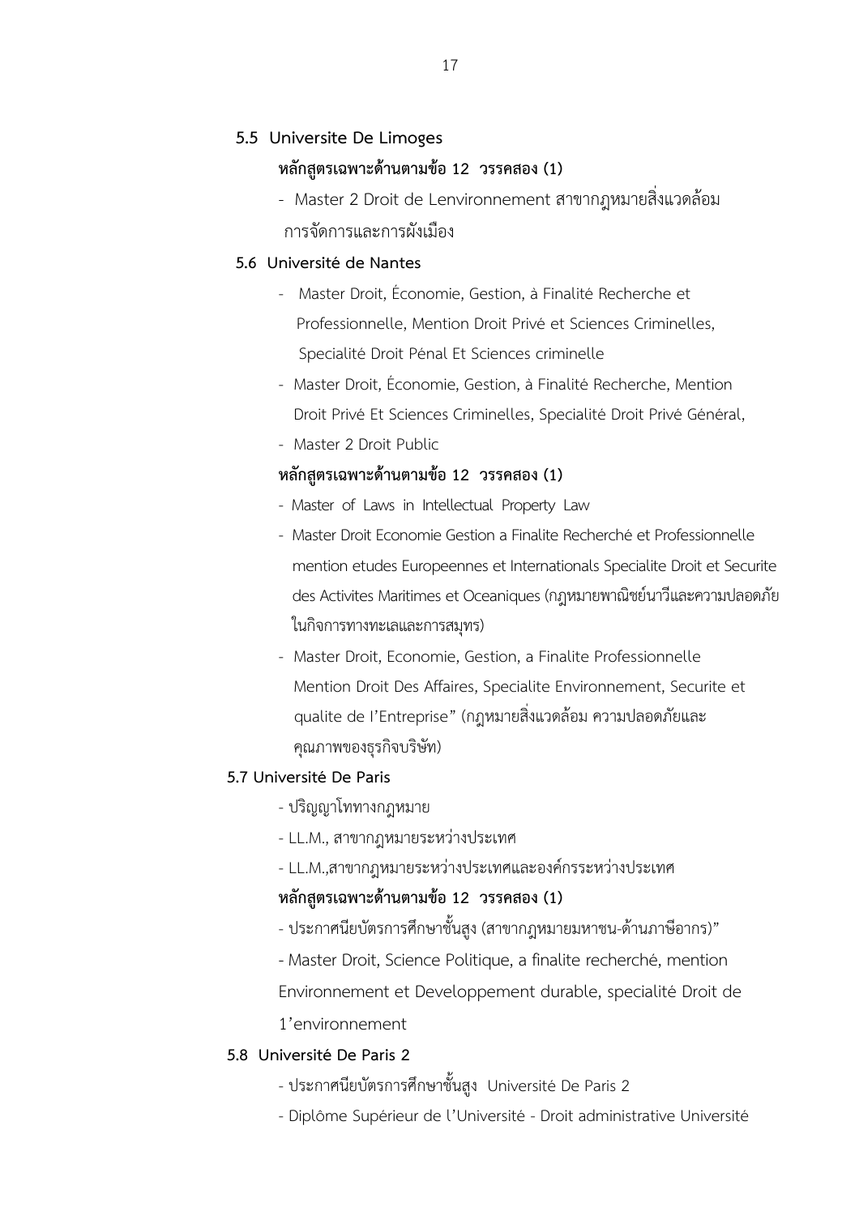**5.5 Universite De Limoges**

**หลักสูตรเฉพาะด้านตามข้อ 12 วรรคสอง (1)**

- Master 2 Droit de Lenvironnement สาขากฎหมายสิ่งแวดล้อม การจัดการและการผังเมือง

**5.6 Université de Nantes**

- Master Droit, Économie, Gestion, à Finalité Recherche et Professionnelle, Mention Droit Privé et Sciences Criminelles, Specialité Droit Pénal Et Sciences criminelle
- Master Droit, Économie, Gestion, à Finalité Recherche, Mention Droit Privé Et Sciences Criminelles, Specialité Droit Privé Général,
- Master 2 Droit Public

**หลักสูตรเฉพาะด้านตามข้อ 12 วรรคสอง (1)**

- Master of Laws in Intellectual Property Law
- Master Droit Economie Gestion a Finalite Recherché et Professionnelle mention etudes Europeennes et Internationals Specialite Droit et Securite des Activites Maritimes et Oceaniques (กฎหมายพาณิชย์นาวีและความปลอดภัยในกิจการทางทะเลและการสมุทร)
- Master Droit, Economie, Gestion, a Finalite Professionnelle Mention Droit Des Affaires, Specialite Environnement, Securite et qualite de I'Entreprise" (กฎหมายสิ่งแวดล้อม ความปลอดภัยและคุณภาพของธุรกิจบริษัท)

**5.7 Université De Paris**

- ปริญญาโททางกฎหมาย
- LL.M., สาขากฎหมายระหว่างประเทศ
- LL.M.,สาขากฎหมายระหว่างประเทศและองค์กรระหว่างประเทศ

**หลักสูตรเฉพาะด้านตามข้อ 12 วรรคสอง (1)**

- ประกาศนียบัตรการศึกษาชั้นสูง (สาขากฎหมายมหาชน-ด้านภาษีอากร)"
- Master Droit, Science Politique, a finalite recherché, mention Environnement et Developpement durable, specialité Droit de 1'environnement

**5.8 Université De Paris 2**

- ประกาศนียบัตรการศึกษาชั้นสูง Université De Paris 2
- Diplôme Supérieur de l'Université - Droit administrative Université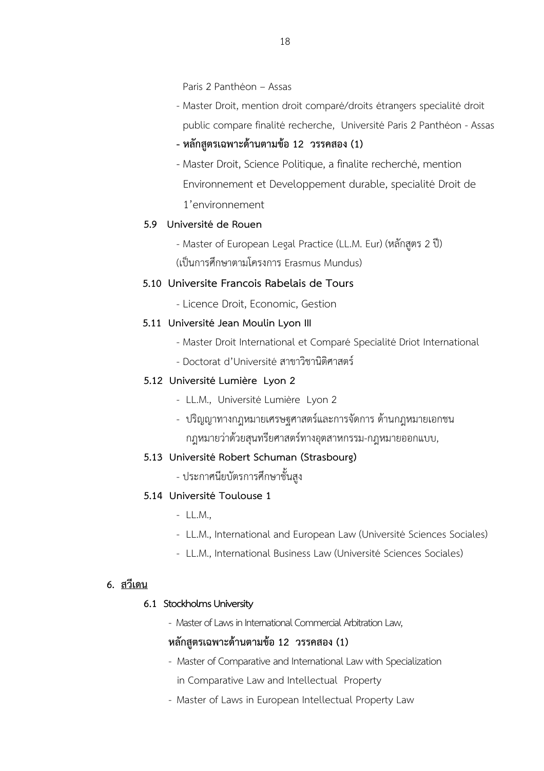Paris 2 Panthéon – Assas

- Master Droit, mention droit comparé/droits étrangers specialité droit public compare finalité recherche, Université Paris 2 Panthéon - Assas

**- หลักสูตรเฉพาะด้านตามข้อ 12 วรรคสอง (1)**

- Master Droit, Science Politique, a finalite recherché, mention Environnement et Developpement durable, specialité Droit de 1'environnement

**5.9 Université de Rouen**

- Master of European Legal Practice (LL.M. Eur) (หลักสูตร 2 ปี) (เป็นการศึกษาตามโครงการ Erasmus Mundus)

**5.10 Universite Francois Rabelais de Tours**

- Licence Droit, Economic, Gestion

**5.11 Université Jean Moulin Lyon III**

- Master Droit International et Comparé Specialité Driot International
- Doctorat d'Université สาขาวิชานิติศาสตร์

**5.12 Université Lumière Lyon 2**

- LL.M., Université Lumière Lyon 2
- ปริญญาทางกฎหมายเศรษฐศาสตร์และการจัดการ ด้านกฎหมายเอกชน กฎหมายว่าด้วยสุนทรียศาสตร์ทางอุตสาหกรรม-กฎหมายออกแบบ,

**5.13 Université Robert Schuman (Strasbourg)**

- ประกาศนียบัตรการศึกษาชั้นสูง

**5.14 Université Toulouse 1**

- LL.M.,
- LL.M., International and European Law (Université Sciences Sociales)
- LL.M., International Business Law (Université Sciences Sociales)

**6. <u>สวีเดน</u>**

**6.1 Stockholms University**

- Master of Laws in International Commercial Arbitration Law,

**หลักสูตรเฉพาะด้านตามข้อ 12 วรรคสอง (1)**

- Master of Comparative and International Law with Specialization in Comparative Law and Intellectual Property
- Master of Laws in European Intellectual Property Law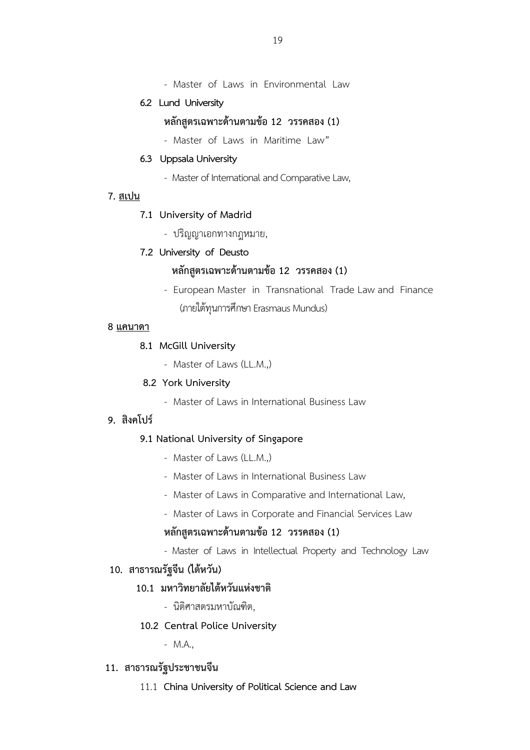- Master of Laws in Environmental Law

**6.2 Lund University**

**หลักสูตรเฉพาะด้านตามข้อ 12 วรรคสอง (1)**

- Master of Laws in Maritime Law"

**6.3 Uppsala University**

- Master of International and Comparative Law,

**7. <u>สเปน</u>**

**7.1 University of Madrid**

- ปริญญาเอกทางกฎหมาย,

**7.2 University of Deusto**

**หลักสูตรเฉพาะด้านตามข้อ 12 วรรคสอง (1)**

- European Master in Transnational Trade Law and Finance (ภายใต้ทุนการศึกษา Erasmaus Mundus)

**8 <u>แคนาดา</u>**

**8.1 McGill University**

- Master of Laws (LL.M.,)

**8.2 York University**

- Master of Laws in International Business Law

**9. สิงคโปร์**

**9.1 National University of Singapore**

- Master of Laws (LL.M.,)
- Master of Laws in International Business Law
- Master of Laws in Comparative and International Law,
- Master of Laws in Corporate and Financial Services Law

**หลักสูตรเฉพาะด้านตามข้อ 12 วรรคสอง (1)**

- Master of Laws in Intellectual Property and Technology Law

**10. สาธารณรัฐจีน (ไต้หวัน)**

**10.1 มหาวิทยาลัยไต้หวันแห่งชาติ**

- นิติศาสตรมหาบัณฑิต,

**10.2 Central Police University**

- M.A.,

**11. สาธารณรัฐประชาชนจีน**

11.1 **China University of Political Science and Law**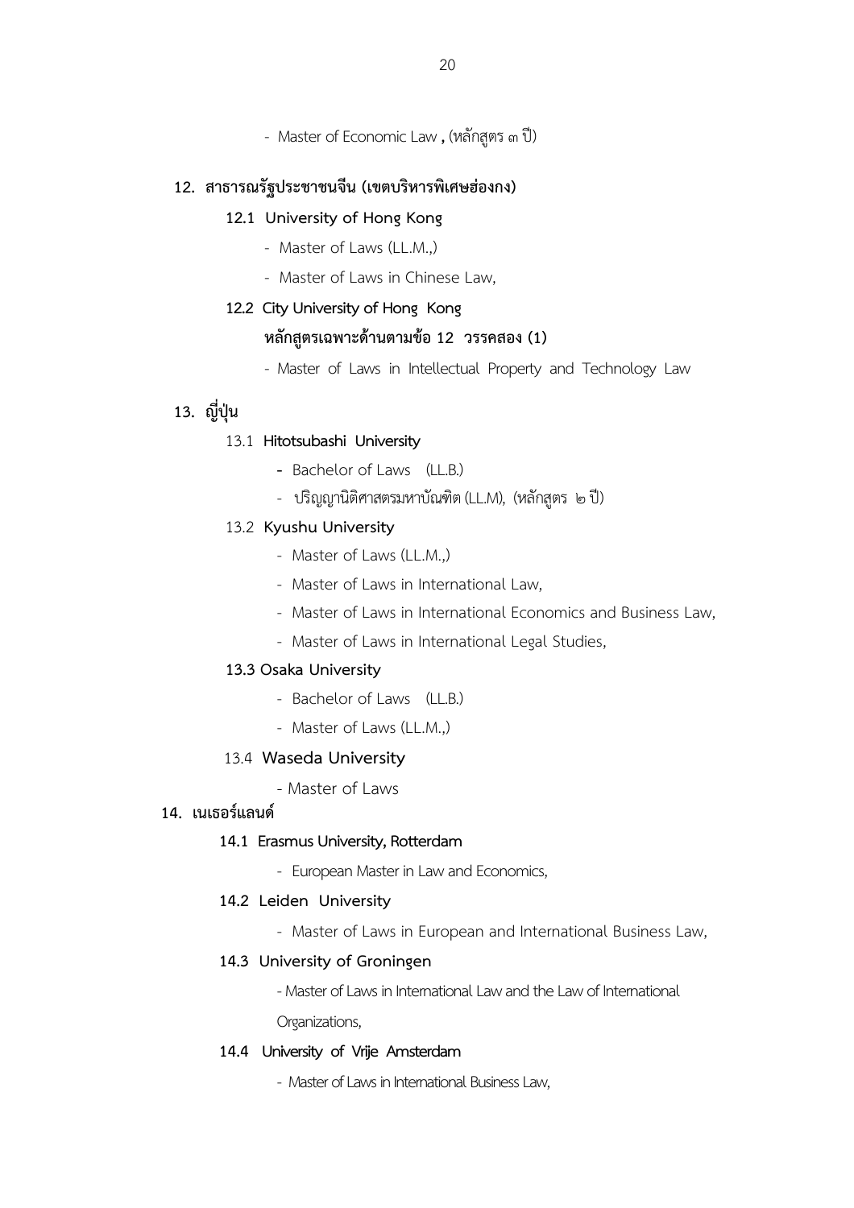- Master of Economic Law **,** (หลักสูตร ๓ ปี)

**12. สาธารณรัฐประชาชนจีน (เขตบริหารพิเศษฮ่องกง)**

**12.1 University of Hong Kong**

- Master of Laws (LL.M.,)
- Master of Laws in Chinese Law,

**12.2 City University of Hong Kong**

**หลักสูตรเฉพาะด้านตามข้อ 12 วรรคสอง (1)**

- Master of Laws in Intellectual Property and Technology Law

**13. ญี่ปุ่น**

13.1 **Hitotsubashi University**

- Bachelor of Laws (LL.B.)
- ปริญญานิติศาสตรมหาบัณฑิต (LL.M), (หลักสูตร ๒ ปี)

13.2 **Kyushu University**

- Master of Laws (LL.M.,)
- Master of Laws in International Law,
- Master of Laws in International Economics and Business Law,
- Master of Laws in International Legal Studies,

**13.3 Osaka University**

- Bachelor of Laws (LL.B.)
- Master of Laws (LL.M.,)

13.4 **Waseda University**

- Master of Laws

**14. เนเธอร์แลนด์**

**14.1 Erasmus University, Rotterdam**

- European Master in Law and Economics,

**14.2 Leiden University**

- Master of Laws in European and International Business Law,

**14.3 University of Groningen**

- Master of Laws in International Law and the Law of International Organizations,

**14.4 University of Vrije Amsterdam**

- Master of Laws in International Business Law,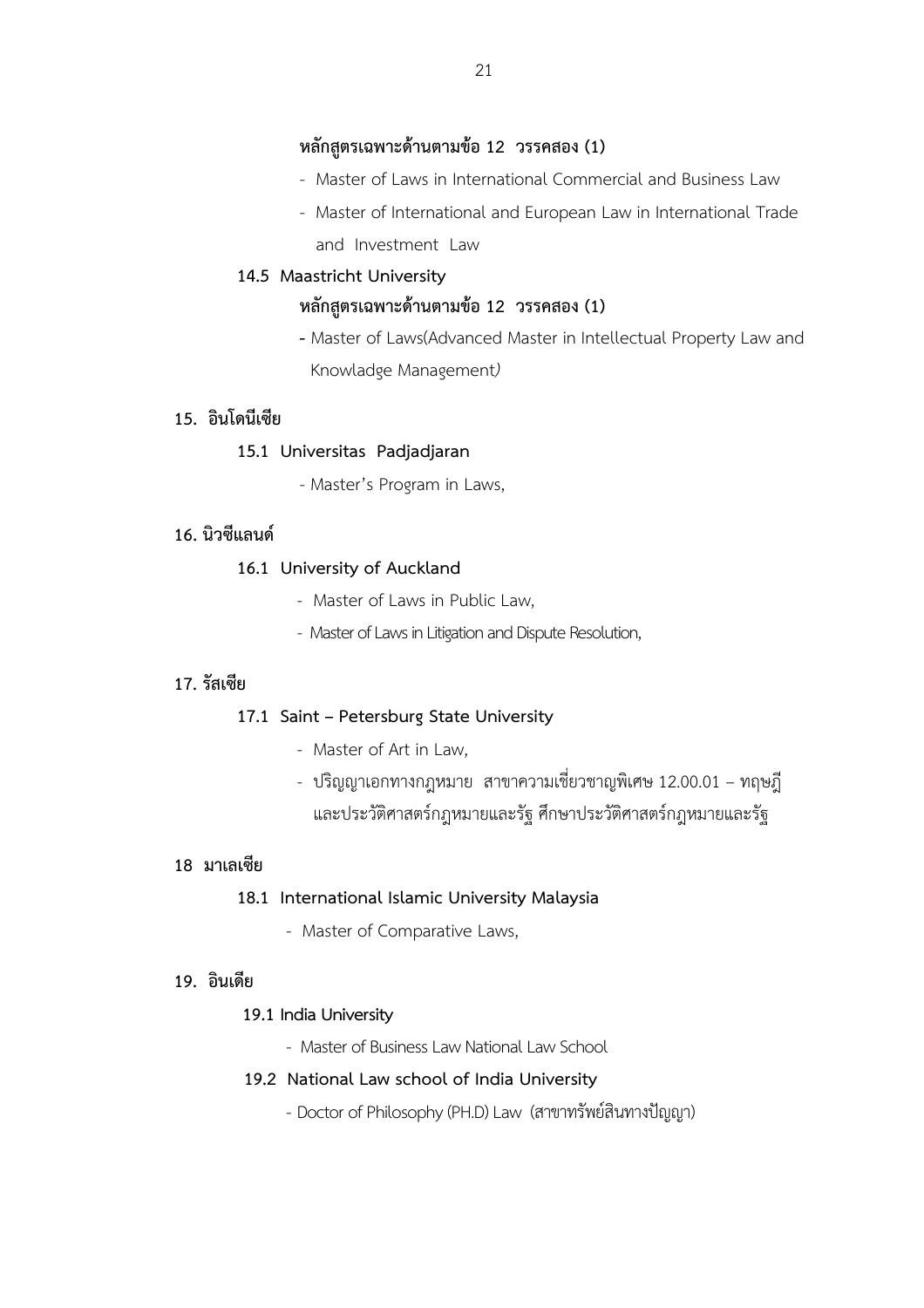**หลักสูตรเฉพาะด้านตามข้อ 12 วรรคสอง (1)**

- Master of Laws in International Commercial and Business Law
- Master of International and European Law in International Trade and Investment Law

**14.5 Maastricht University**

**หลักสูตรเฉพาะด้านตามข้อ 12 วรรคสอง (1)**

- Master of Laws(Advanced Master in Intellectual Property Law and Knowladge Management)

**15. อินโดนีเซีย**

**15.1 Universitas Padjadjaran**

- Master's Program in Laws,

**16. นิวซีแลนด์**

**16.1 University of Auckland**

- Master of Laws in Public Law,
- Master of Laws in Litigation and Dispute Resolution,

**17. รัสเซีย**

**17.1 Saint – Petersburg State University**

- Master of Art in Law,
- ปริญญาเอกทางกฎหมาย สาขาความเชี่ยวชาญพิเศษ 12.00.01 – ทฤษฎีและประวัติศาสตร์กฎหมายและรัฐ ศึกษาประวัติศาสตร์กฎหมายและรัฐ

**18 มาเลเซีย**

**18.1 International Islamic University Malaysia**

- Master of Comparative Laws,

**19. อินเดีย**

**19.1 India University**

- Master of Business Law National Law School

**19.2 National Law school of India University**

- Doctor of Philosophy (PH.D) Law (สาขาทรัพย์สินทางปัญญา)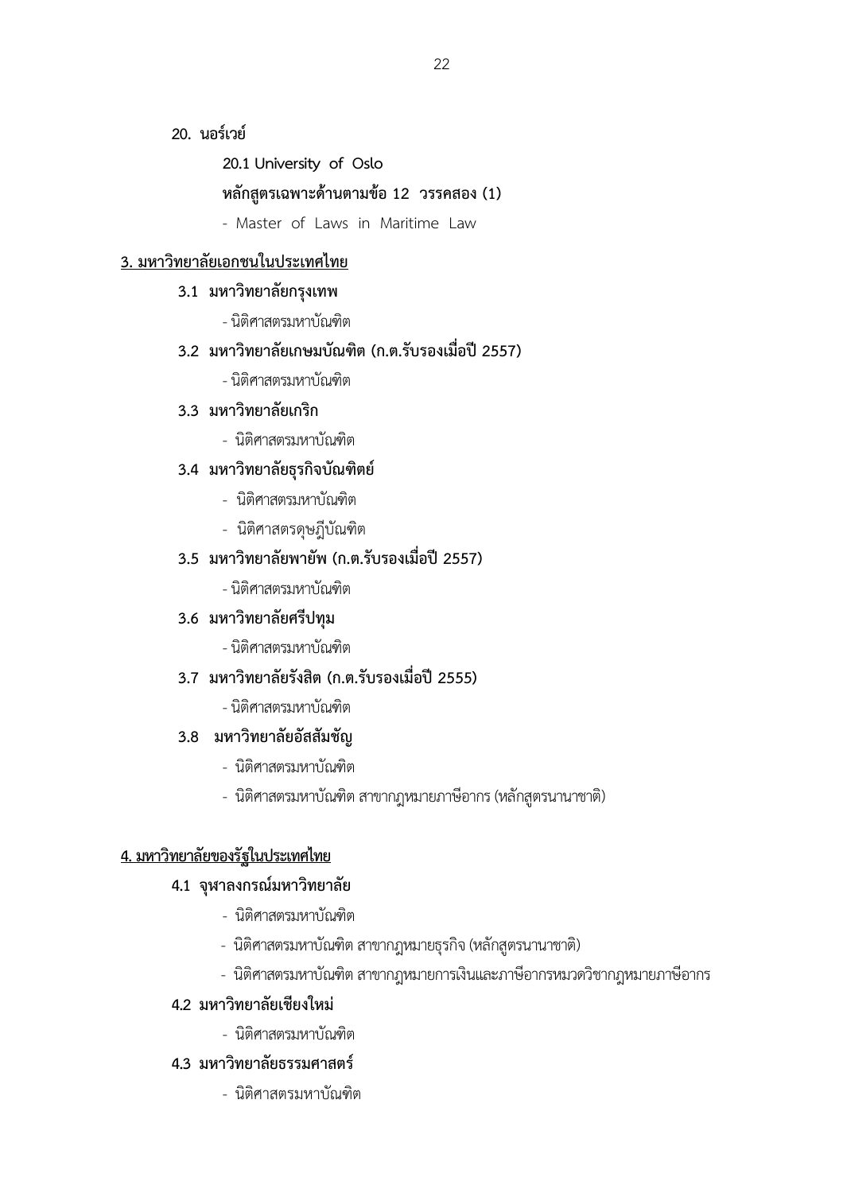**20. นอร์เวย์**

**20.1 University of Oslo**

**หลักสูตรเฉพาะด้านตามข้อ 12 วรรคสอง (1)**

- Master of Laws in Maritime Law

**3. มหาวิทยาลัยเอกชนในประเทศไทย**

**3.1 มหาวิทยาลัยกรุงเทพ**

- นิติศาสตรมหาบัณฑิต

**3.2 มหาวิทยาลัยเกษมบัณฑิต (ก.ต.รับรองเมื่อปี 2557)**

- นิติศาสตรมหาบัณฑิต

**3.3 มหาวิทยาลัยเกริก**

- นิติศาสตรมหาบัณฑิต

**3.4 มหาวิทยาลัยธุรกิจบัณฑิตย์**

- นิติศาสตรมหาบัณฑิต
- นิติศาสตรดุษฎีบัณฑิต

**3.5 มหาวิทยาลัยพายัพ (ก.ต.รับรองเมื่อปี 2557)**

- นิติศาสตรมหาบัณฑิต

**3.6 มหาวิทยาลัยศรีปทุม**

- นิติศาสตรมหาบัณฑิต

**3.7 มหาวิทยาลัยรังสิต (ก.ต.รับรองเมื่อปี 2555)**

- นิติศาสตรมหาบัณฑิต

**3.8 มหาวิทยาลัยอัสสัมชัญ**

- นิติศาสตรมหาบัณฑิต
- นิติศาสตรมหาบัณฑิต สาขากฎหมายภาษีอากร (หลักสูตรนานาชาติ)

**4. มหาวิทยาลัยของรัฐในประเทศไทย**

**4.1 จุฬาลงกรณ์มหาวิทยาลัย**

- นิติศาสตรมหาบัณฑิต
- นิติศาสตรมหาบัณฑิต สาขากฎหมายธุรกิจ (หลักสูตรนานาชาติ)
- นิติศาสตรมหาบัณฑิต สาขากฎหมายการเงินและภาษีอากรหมวดวิชากฎหมายภาษีอากร

**4.2 มหาวิทยาลัยเชียงใหม่**

- นิติศาสตรมหาบัณฑิต

**4.3 มหาวิทยาลัยธรรมศาสตร์**

- นิติศาสตรมหาบัณฑิต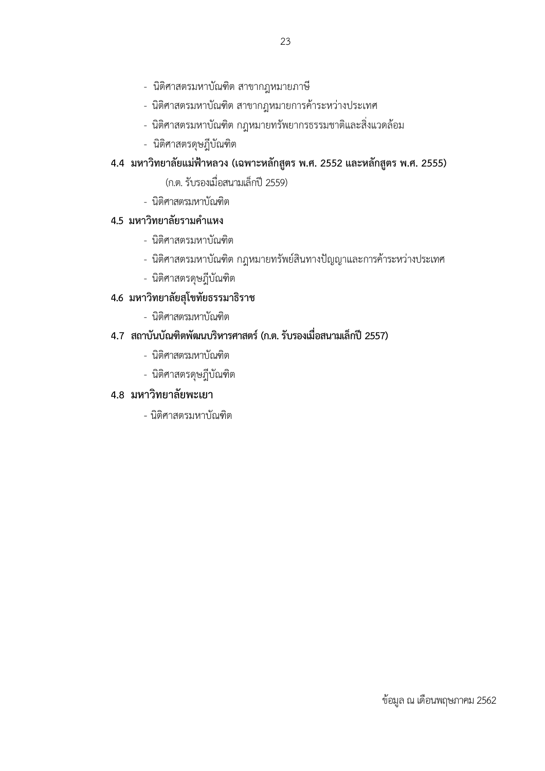- นิติศาสตรมหาบัณฑิต สาขากฎหมายภาษี
- นิติศาสตรมหาบัณฑิต สาขากฎหมายการค้าระหว่างประเทศ
- นิติศาสตรมหาบัณฑิต กฎหมายทรัพยากรธรรมชาติและสิ่งแวดล้อม
- นิติศาสตรดุษฎีบัณฑิต

**4.4 มหาวิทยาลัยแม่ฟ้าหลวง (เฉพาะหลักสูตร พ.ศ. 2552 และหลักสูตร พ.ศ. 2555)**

(ก.ต. รับรองเมื่อสนามเล็กปี 2559)

- นิติศาสตรมหาบัณฑิต

**4.5 มหาวิทยาลัยรามคำแหง**

- นิติศาสตรมหาบัณฑิต
- นิติศาสตรมหาบัณฑิต กฎหมายทรัพย์สินทางปัญญาและการค้าระหว่างประเทศ
- นิติศาสตรดุษฎีบัณฑิต

**4.6 มหาวิทยาลัยสุโขทัยธรรมาธิราช**

- นิติศาสตรมหาบัณฑิต

**4.7 สถาบันบัณฑิตพัฒนบริหารศาสตร์ (ก.ต. รับรองเมื่อสนามเล็กปี 2557)**

- นิติศาสตรมหาบัณฑิต
- นิติศาสตรดุษฎีบัณฑิต

**4.8 มหาวิทยาลัยพะเยา**

- นิติศาสตรมหาบัณฑิต

ข้อมูล ณ เดือนพฤษภาคม 2562